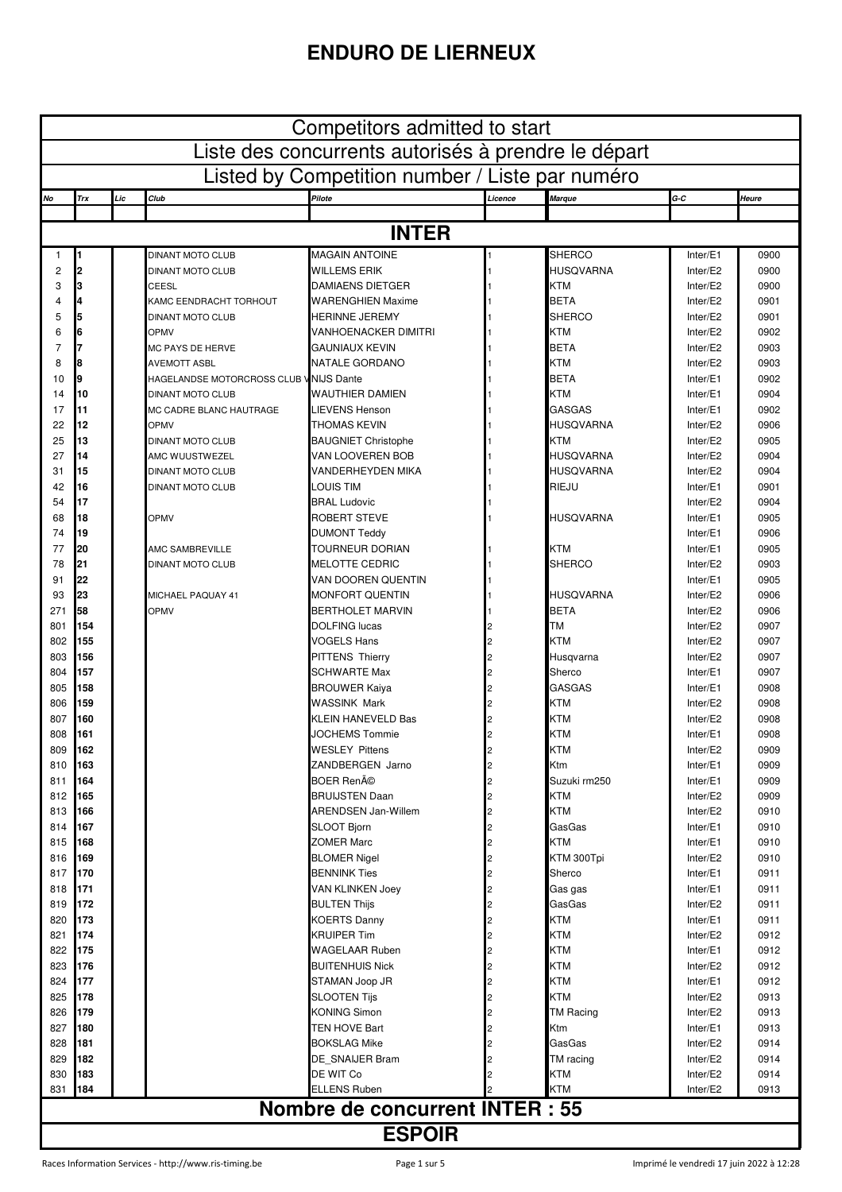# ENDURO DE LIERNEUX

## Competitors admitted to start

## Liste des concurrents autorisés à prendre le départ

## Listed by Competition number / Liste par numéro

| No | Trx | Lic | Club | Pilote | Licence | Marque | G-C | Heure |
|---|---|---|---|---|---|---|---|---|
| | | | | | | | | |
| | | | | **INTER** | | | | |
| 1 | 1 | | DINANT MOTO CLUB | MAGAIN ANTOINE | 1 | SHERCO | Inter/E1 | 0900 |
| 2 | 2 | | DINANT MOTO CLUB | WILLEMS ERIK | 1 | HUSQVARNA | Inter/E2 | 0900 |
| 3 | 3 | | CEESL | DAMIAENS DIETGER | 1 | KTM | Inter/E2 | 0900 |
| 4 | 4 | | KAMC EENDRACHT TORHOUT | WARENGHIEN Maxime | 1 | BETA | Inter/E2 | 0901 |
| 5 | 5 | | DINANT MOTO CLUB | HERINNE JEREMY | 1 | SHERCO | Inter/E2 | 0901 |
| 6 | 6 | | OPMV | VANHOENACKER DIMITRI | 1 | KTM | Inter/E2 | 0902 |
| 7 | 7 | | MC PAYS DE HERVE | GAUNIAUX KEVIN | 1 | BETA | Inter/E2 | 0903 |
| 8 | 8 | | AVEMOTT ASBL | NATALE GORDANO | 1 | KTM | Inter/E2 | 0903 |
| 10 | 9 | | HAGELANDSE MOTORCROSS CLUB V | NIJS Dante | 1 | BETA | Inter/E1 | 0902 |
| 14 | 10 | | DINANT MOTO CLUB | WAUTHIER DAMIEN | 1 | KTM | Inter/E1 | 0904 |
| 17 | 11 | | MC CADRE BLANC HAUTRAGE | LIEVENS Henson | 1 | GASGAS | Inter/E1 | 0902 |
| 22 | 12 | | OPMV | THOMAS KEVIN | 1 | HUSQVARNA | Inter/E2 | 0906 |
| 25 | 13 | | DINANT MOTO CLUB | BAUGNIET Christophe | 1 | KTM | Inter/E2 | 0905 |
| 27 | 14 | | AMC WUUSTWEZEL | VAN LOOVEREN BOB | 1 | HUSQVARNA | Inter/E2 | 0904 |
| 31 | 15 | | DINANT MOTO CLUB | VANDERHEYDEN MIKA | 1 | HUSQVARNA | Inter/E2 | 0904 |
| 42 | 16 | | DINANT MOTO CLUB | LOUIS TIM | 1 | RIEJU | Inter/E1 | 0901 |
| 54 | 17 | | | BRAL Ludovic | 1 | | Inter/E2 | 0904 |
| 68 | 18 | | OPMV | ROBERT STEVE | 1 | HUSQVARNA | Inter/E1 | 0905 |
| 74 | 19 | | | DUMONT Teddy | | | Inter/E1 | 0906 |
| 77 | 20 | | AMC SAMBREVILLE | TOURNEUR DORIAN | 1 | KTM | Inter/E1 | 0905 |
| 78 | 21 | | DINANT MOTO CLUB | MELOTTE CEDRIC | 1 | SHERCO | Inter/E2 | 0903 |
| 91 | 22 | | | VAN DOOREN QUENTIN | 1 | | Inter/E1 | 0905 |
| 93 | 23 | | MICHAEL PAQUAY 41 | MONFORT QUENTIN | 1 | HUSQVARNA | Inter/E2 | 0906 |
| 271 | 58 | | OPMV | BERTHOLET MARVIN | 1 | BETA | Inter/E2 | 0906 |
| 801 | 154 | | | DOLFING lucas | 2 | TM | Inter/E2 | 0907 |
| 802 | 155 | | | VOGELS Hans | 2 | KTM | Inter/E2 | 0907 |
| 803 | 156 | | | PITTENS Thierry | 2 | Husqvarna | Inter/E2 | 0907 |
| 804 | 157 | | | SCHWARTE Max | 2 | Sherco | Inter/E1 | 0907 |
| 805 | 158 | | | BROUWER Kaiya | 2 | GASGAS | Inter/E1 | 0908 |
| 806 | 159 | | | WASSINK Mark | 2 | KTM | Inter/E2 | 0908 |
| 807 | 160 | | | KLEIN HANEVELD Bas | 2 | KTM | Inter/E2 | 0908 |
| 808 | 161 | | | JOCHEMS Tommie | 2 | KTM | Inter/E1 | 0908 |
| 809 | 162 | | | WESLEY Pittens | 2 | KTM | Inter/E2 | 0909 |
| 810 | 163 | | | ZANDBERGEN Jarno | 2 | Ktm | Inter/E1 | 0909 |
| 811 | 164 | | | BOER RenÃ© | 2 | Suzuki rm250 | Inter/E1 | 0909 |
| 812 | 165 | | | BRUIJSTEN Daan | 2 | KTM | Inter/E2 | 0909 |
| 813 | 166 | | | ARENDSEN Jan-Willem | 2 | KTM | Inter/E2 | 0910 |
| 814 | 167 | | | SLOOT Bjorn | 2 | GasGas | Inter/E1 | 0910 |
| 815 | 168 | | | ZOMER Marc | 2 | KTM | Inter/E1 | 0910 |
| 816 | 169 | | | BLOMER Nigel | 2 | KTM 300Tpi | Inter/E2 | 0910 |
| 817 | 170 | | | BENNINK Ties | 2 | Sherco | Inter/E1 | 0911 |
| 818 | 171 | | | VAN KLINKEN Joey | 2 | Gas gas | Inter/E1 | 0911 |
| 819 | 172 | | | BULTEN Thijs | 2 | GasGas | Inter/E2 | 0911 |
| 820 | 173 | | | KOERTS Danny | 2 | KTM | Inter/E1 | 0911 |
| 821 | 174 | | | KRUIPER Tim | 2 | KTM | Inter/E2 | 0912 |
| 822 | 175 | | | WAGELAAR Ruben | 2 | KTM | Inter/E1 | 0912 |
| 823 | 176 | | | BUITENHUIS Nick | 2 | KTM | Inter/E2 | 0912 |
| 824 | 177 | | | STAMAN Joop JR | 2 | KTM | Inter/E1 | 0912 |
| 825 | 178 | | | SLOOTEN Tijs | 2 | KTM | Inter/E2 | 0913 |
| 826 | 179 | | | KONING Simon | 2 | TM Racing | Inter/E2 | 0913 |
| 827 | 180 | | | TEN HOVE Bart | 2 | Ktm | Inter/E1 | 0913 |
| 828 | 181 | | | BOKSLAG Mike | 2 | GasGas | Inter/E2 | 0914 |
| 829 | 182 | | | DE_SNAIJER Bram | 2 | TM racing | Inter/E2 | 0914 |
| 830 | 183 | | | DE WIT Co | 2 | KTM | Inter/E2 | 0914 |
| 831 | 184 | | | ELLENS Ruben | 2 | KTM | Inter/E2 | 0913 |

**Nombre de concurrent INTER : 55**

**ESPOIR**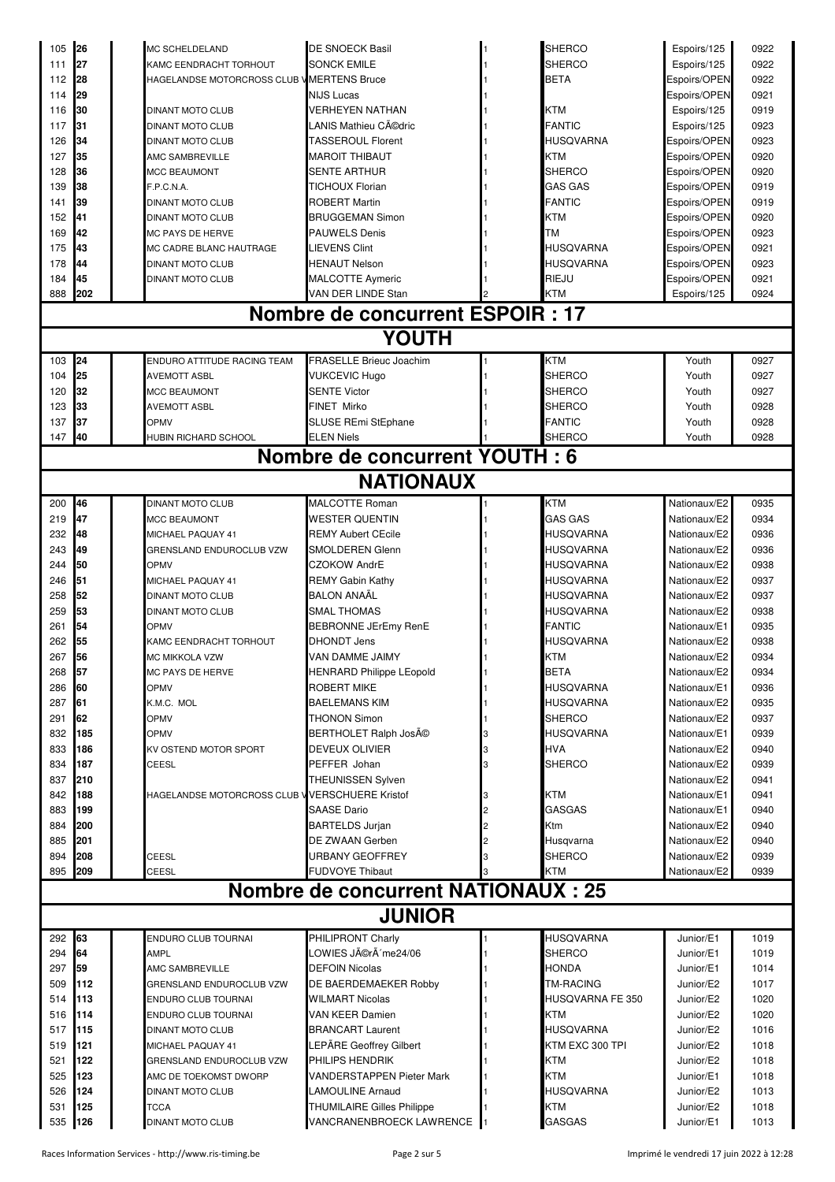| | | | | | | | | |
|---|---|---|---|---|---|---|---|---|
| 105 | 26 | | MC SCHELDELAND | DE SNOECK Basil | 1 | SHERCO | Espoirs/125 | 0922 |
| 111 | 27 | | KAMC EENDRACHT TORHOUT | SONCK EMILE | 1 | SHERCO | Espoirs/125 | 0922 |
| 112 | 28 | | HAGELANDSE MOTORCROSS CLUB V | MERTENS Bruce | 1 | BETA | Espoirs/OPEN | 0922 |
| 114 | 29 | | | NIJS Lucas | 1 | | Espoirs/OPEN | 0921 |
| 116 | 30 | | DINANT MOTO CLUB | VERHEYEN NATHAN | 1 | KTM | Espoirs/125 | 0919 |
| 117 | 31 | | DINANT MOTO CLUB | LANIS Mathieu CÃ©dric | 1 | FANTIC | Espoirs/125 | 0923 |
| 126 | 34 | | DINANT MOTO CLUB | TASSEROUL Florent | 1 | HUSQVARNA | Espoirs/OPEN | 0923 |
| 127 | 35 | | AMC SAMBREVILLE | MAROIT THIBAUT | 1 | KTM | Espoirs/OPEN | 0920 |
| 128 | 36 | | MCC BEAUMONT | SENTE ARTHUR | 1 | SHERCO | Espoirs/OPEN | 0920 |
| 139 | 38 | | F.P.C.N.A. | TICHOUX Florian | 1 | GAS GAS | Espoirs/OPEN | 0919 |
| 141 | 39 | | DINANT MOTO CLUB | ROBERT Martin | 1 | FANTIC | Espoirs/OPEN | 0919 |
| 152 | 41 | | DINANT MOTO CLUB | BRUGGEMAN Simon | 1 | KTM | Espoirs/OPEN | 0920 |
| 169 | 42 | | MC PAYS DE HERVE | PAUWELS Denis | 1 | TM | Espoirs/OPEN | 0923 |
| 175 | 43 | | MC CADRE BLANC HAUTRAGE | LIEVENS Clint | 1 | HUSQVARNA | Espoirs/OPEN | 0921 |
| 178 | 44 | | DINANT MOTO CLUB | HENAUT Nelson | 1 | HUSQVARNA | Espoirs/OPEN | 0923 |
| 184 | 45 | | DINANT MOTO CLUB | MALCOTTE Aymeric | 1 | RIEJU | Espoirs/OPEN | 0921 |
| 888 | 202 | | | VAN DER LINDE Stan | 2 | KTM | Espoirs/125 | 0924 |

## Nombre de concurrent ESPOIR : 17

## YOUTH

| | | | | | | | | |
|---|---|---|---|---|---|---|---|---|
| 103 | 24 | | ENDURO ATTITUDE RACING TEAM | FRASELLE Brieuc Joachim | 1 | KTM | Youth | 0927 |
| 104 | 25 | | AVEMOTT ASBL | VUKCEVIC Hugo | 1 | SHERCO | Youth | 0927 |
| 120 | 32 | | MCC BEAUMONT | SENTE Victor | 1 | SHERCO | Youth | 0927 |
| 123 | 33 | | AVEMOTT ASBL | FINET Mirko | 1 | SHERCO | Youth | 0928 |
| 137 | 37 | | OPMV | SLUSE REmi StEphane | 1 | FANTIC | Youth | 0928 |
| 147 | 40 | | HUBIN RICHARD SCHOOL | ELEN Niels | 1 | SHERCO | Youth | 0928 |

## Nombre de concurrent YOUTH : 6

## NATIONAUX

| | | | | | | | | |
|---|---|---|---|---|---|---|---|---|
| 200 | 46 | | DINANT MOTO CLUB | MALCOTTE Roman | 1 | KTM | Nationaux/E2 | 0935 |
| 219 | 47 | | MCC BEAUMONT | WESTER QUENTIN | 1 | GAS GAS | Nationaux/E2 | 0934 |
| 232 | 48 | | MICHAEL PAQUAY 41 | REMY Aubert CEcile | 1 | HUSQVARNA | Nationaux/E2 | 0936 |
| 243 | 49 | | GRENSLAND ENDUROCLUB VZW | SMOLDEREN Glenn | 1 | HUSQVARNA | Nationaux/E2 | 0936 |
| 244 | 50 | | OPMV | CZOKOW AndrE | 1 | HUSQVARNA | Nationaux/E2 | 0938 |
| 246 | 51 | | MICHAEL PAQUAY 41 | REMY Gabin Kathy | 1 | HUSQVARNA | Nationaux/E2 | 0937 |
| 258 | 52 | | DINANT MOTO CLUB | BALON ANAÃL | 1 | HUSQVARNA | Nationaux/E2 | 0937 |
| 259 | 53 | | DINANT MOTO CLUB | SMAL THOMAS | 1 | HUSQVARNA | Nationaux/E2 | 0938 |
| 261 | 54 | | OPMV | BEBRONNE JErEmy RenE | 1 | FANTIC | Nationaux/E1 | 0935 |
| 262 | 55 | | KAMC EENDRACHT TORHOUT | DHONDT Jens | 1 | HUSQVARNA | Nationaux/E2 | 0938 |
| 267 | 56 | | MC MIKKOLA VZW | VAN DAMME JAIMY | 1 | KTM | Nationaux/E2 | 0934 |
| 268 | 57 | | MC PAYS DE HERVE | HENRARD Philippe LEopold | 1 | BETA | Nationaux/E2 | 0934 |
| 286 | 60 | | OPMV | ROBERT MIKE | 1 | HUSQVARNA | Nationaux/E1 | 0936 |
| 287 | 61 | | K.M.C. MOL | BAELEMANS KIM | 1 | HUSQVARNA | Nationaux/E2 | 0935 |
| 291 | 62 | | OPMV | THONON Simon | 1 | SHERCO | Nationaux/E2 | 0937 |
| 832 | 185 | | OPMV | BERTHOLET Ralph JosÃ© | 3 | HUSQVARNA | Nationaux/E1 | 0939 |
| 833 | 186 | | KV OSTEND MOTOR SPORT | DEVEUX OLIVIER | 3 | HVA | Nationaux/E2 | 0940 |
| 834 | 187 | | CEESL | PEFFER Johan | 3 | SHERCO | Nationaux/E2 | 0939 |
| 837 | 210 | | | THEUNISSEN Sylven | | | Nationaux/E2 | 0941 |
| 842 | 188 | | HAGELANDSE MOTORCROSS CLUB V | VERSCHUERE Kristof | 3 | KTM | Nationaux/E1 | 0941 |
| 883 | 199 | | | SAASE Dario | 2 | GASGAS | Nationaux/E1 | 0940 |
| 884 | 200 | | | BARTELDS Jurjan | 2 | Ktm | Nationaux/E2 | 0940 |
| 885 | 201 | | | DE ZWAAN Gerben | 2 | Husqvarna | Nationaux/E2 | 0940 |
| 894 | 208 | | CEESL | URBANY GEOFFREY | 3 | SHERCO | Nationaux/E2 | 0939 |
| 895 | 209 | | CEESL | FUDVOYE Thibaut | 3 | KTM | Nationaux/E2 | 0939 |

## Nombre de concurrent NATIONAUX : 25

## JUNIOR

| | | | | | | | | |
|---|---|---|---|---|---|---|---|---|
| 292 | 63 | | ENDURO CLUB TOURNAI | PHILIPRONT Charly | 1 | HUSQVARNA | Junior/E1 | 1019 |
| 294 | 64 | | AMPL | LOWIES JÃ©rÃ´me24/06 | 1 | SHERCO | Junior/E1 | 1019 |
| 297 | 59 | | AMC SAMBREVILLE | DEFOIN Nicolas | 1 | HONDA | Junior/E1 | 1014 |
| 509 | 112 | | GRENSLAND ENDUROCLUB VZW | DE BAERDEMAEKER Robby | 1 | TM-RACING | Junior/E2 | 1017 |
| 514 | 113 | | ENDURO CLUB TOURNAI | WILMART Nicolas | 1 | HUSQVARNA FE 350 | Junior/E2 | 1020 |
| 516 | 114 | | ENDURO CLUB TOURNAI | VAN KEER Damien | 1 | KTM | Junior/E2 | 1020 |
| 517 | 115 | | DINANT MOTO CLUB | BRANCART Laurent | 1 | HUSQVARNA | Junior/E2 | 1016 |
| 519 | 121 | | MICHAEL PAQUAY 41 | LEPÃRE Geoffrey Gilbert | 1 | KTM EXC 300 TPI | Junior/E2 | 1018 |
| 521 | 122 | | GRENSLAND ENDUROCLUB VZW | PHILIPS HENDRIK | 1 | KTM | Junior/E2 | 1018 |
| 525 | 123 | | AMC DE TOEKOMST DWORP | VANDERSTAPPEN Pieter Mark | 1 | KTM | Junior/E1 | 1018 |
| 526 | 124 | | DINANT MOTO CLUB | LAMOULINE Arnaud | 1 | HUSQVARNA | Junior/E2 | 1013 |
| 531 | 125 | | TCCA | THUMILAIRE Gilles Philippe | 1 | KTM | Junior/E2 | 1018 |
| 535 | 126 | | DINANT MOTO CLUB | VANCRANENBROECK LAWRENCE | 1 | GASGAS | Junior/E1 | 1013 |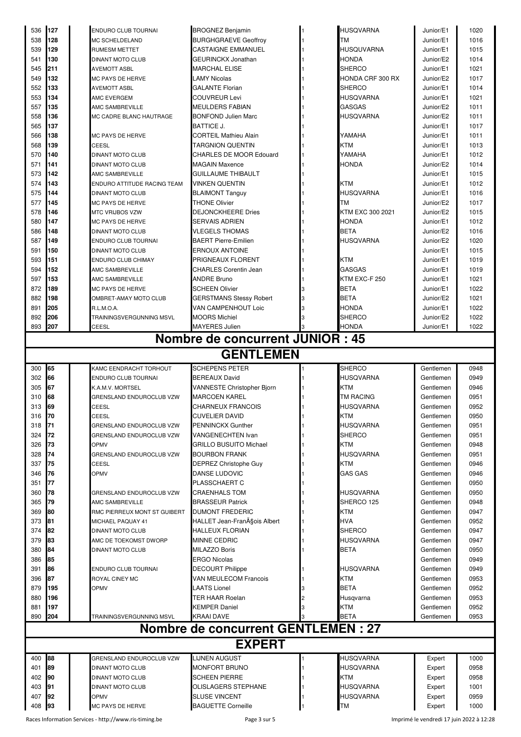| | | | | | | | | |
|---|---|---|---|---|---|---|---|---|
| 536 | 127 | | ENDURO CLUB TOURNAI | BROGNEZ Benjamin | 1 | HUSQVARNA | Junior/E1 | 1020 |
| 538 | 128 | | MC SCHELDELAND | BURGHGRAEVE Geoffroy | 1 | TM | Junior/E1 | 1016 |
| 539 | 129 | | RUMESM METTET | CASTAIGNE EMMANUEL | 1 | HUSQUVARNA | Junior/E1 | 1015 |
| 541 | 130 | | DINANT MOTO CLUB | GEURINCKX Jonathan | 1 | HONDA | Junior/E2 | 1014 |
| 545 | 211 | | AVEMOTT ASBL | MARCHAL ELISE | 1 | SHERCO | Junior/E1 | 1021 |
| 549 | 132 | | MC PAYS DE HERVE | LAMY Nicolas | 1 | HONDA CRF 300 RX | Junior/E2 | 1017 |
| 552 | 133 | | AVEMOTT ASBL | GALANTE Florian | 1 | SHERCO | Junior/E1 | 1014 |
| 553 | 134 | | AMC EVERGEM | COUVREUR Levi | 1 | HUSQVARNA | Junior/E1 | 1021 |
| 557 | 135 | | AMC SAMBREVILLE | MEULDERS FABIAN | 1 | GASGAS | Junior/E2 | 1011 |
| 558 | 136 | | MC CADRE BLANC HAUTRAGE | BONFOND Julien Marc | 1 | HUSQVARNA | Junior/E2 | 1011 |
| 565 | 137 | | | BATTICE J. | 1 | | Junior/E1 | 1017 |
| 566 | 138 | | MC PAYS DE HERVE | CORTEIL Mathieu Alain | 1 | YAMAHA | Junior/E1 | 1011 |
| 568 | 139 | | CEESL | TARGNION QUENTIN | 1 | KTM | Junior/E1 | 1013 |
| 570 | 140 | | DINANT MOTO CLUB | CHARLES DE MOOR Edouard | 1 | YAMAHA | Junior/E1 | 1012 |
| 571 | 141 | | DINANT MOTO CLUB | MAGAIN Maxence | 1 | HONDA | Junior/E2 | 1014 |
| 573 | 142 | | AMC SAMBREVILLE | GUILLAUME THIBAULT | 1 | | Junior/E1 | 1015 |
| 574 | 143 | | ENDURO ATTITUDE RACING TEAM | VINKEN QUENTIN | 1 | KTM | Junior/E1 | 1012 |
| 575 | 144 | | DINANT MOTO CLUB | BLAIMONT Tanguy | 1 | HUSQVARNA | Junior/E1 | 1016 |
| 577 | 145 | | MC PAYS DE HERVE | THONE Olivier | 1 | TM | Junior/E2 | 1017 |
| 578 | 146 | | MTC VRIJBOS VZW | DEJONCKHEERE Dries | 1 | KTM EXC 300 2021 | Junior/E2 | 1015 |
| 580 | 147 | | MC PAYS DE HERVE | SERVAIS ADRIEN | 1 | HONDA | Junior/E1 | 1012 |
| 586 | 148 | | DINANT MOTO CLUB | VLEGELS THOMAS | 1 | BETA | Junior/E2 | 1016 |
| 587 | 149 | | ENDURO CLUB TOURNAI | BAERT Pierre-Emilien | 1 | HUSQVARNA | Junior/E2 | 1020 |
| 591 | 150 | | DINANT MOTO CLUB | ERNOUX ANTOINE | 1 | | Junior/E1 | 1015 |
| 593 | 151 | | ENDURO CLUB CHIMAY | PRIGNEAUX FLORENT | 1 | KTM | Junior/E1 | 1019 |
| 594 | 152 | | AMC SAMBREVILLE | CHARLES Corentin Jean | 1 | GASGAS | Junior/E1 | 1019 |
| 597 | 153 | | AMC SAMBREVILLE | ANDRE Bruno | 1 | KTM EXC-F 250 | Junior/E1 | 1021 |
| 872 | 189 | | MC PAYS DE HERVE | SCHEEN Olivier | 3 | BETA | Junior/E1 | 1022 |
| 882 | 198 | | OMBRET-AMAY MOTO CLUB | GERSTMANS Stessy Robert | 3 | BETA | Junior/E2 | 1021 |
| 891 | 205 | | R.L.M.O.A. | VAN CAMPENHOUT Loic | 3 | HONDA | Junior/E1 | 1022 |
| 892 | 206 | | TRAININGSVERGUNNING MSVL | MOORS Michiel | 3 | SHERCO | Junior/E2 | 1022 |
| 893 | 207 | | CEESL | MAYERES Julien | 3 | HONDA | Junior/E1 | 1022 |

## Nombre de concurrent JUNIOR : 45

## GENTLEMEN

| | | | | | | | | |
|---|---|---|---|---|---|---|---|---|
| 300 | 65 | | KAMC EENDRACHT TORHOUT | SCHEPENS PETER | 1 | SHERCO | Gentlemen | 0948 |
| 302 | 66 | | ENDURO CLUB TOURNAI | BEREAUX David | 1 | HUSQVARNA | Gentlemen | 0949 |
| 305 | 67 | | K.A.M.V. MORTSEL | VANNESTE Christopher Bjorn | 1 | KTM | Gentlemen | 0946 |
| 310 | 68 | | GRENSLAND ENDUROCLUB VZW | MARCOEN KAREL | 1 | TM RACING | Gentlemen | 0951 |
| 313 | 69 | | CEESL | CHARNEUX FRANCOIS | 1 | HUSQVARNA | Gentlemen | 0952 |
| 316 | 70 | | CEESL | CUVELIER DAVID | 1 | KTM | Gentlemen | 0950 |
| 318 | 71 | | GRENSLAND ENDUROCLUB VZW | PENNINCKX Gunther | 1 | HUSQVARNA | Gentlemen | 0951 |
| 324 | 72 | | GRENSLAND ENDUROCLUB VZW | VANGENECHTEN Ivan | 1 | SHERCO | Gentlemen | 0951 |
| 326 | 73 | | OPMV | GRILLO BUSUITO Michael | 1 | KTM | Gentlemen | 0948 |
| 328 | 74 | | GRENSLAND ENDUROCLUB VZW | BOURBON FRANK | 1 | HUSQVARNA | Gentlemen | 0951 |
| 337 | 75 | | CEESL | DEPREZ Christophe Guy | 1 | KTM | Gentlemen | 0946 |
| 346 | 76 | | OPMV | DANSE LUDOVIC | 1 | GAS GAS | Gentlemen | 0946 |
| 351 | 77 | | | PLASSCHAERT C | 1 | | Gentlemen | 0950 |
| 360 | 78 | | GRENSLAND ENDUROCLUB VZW | CRAENHALS TOM | 1 | HUSQVARNA | Gentlemen | 0950 |
| 365 | 79 | | AMC SAMBREVILLE | BRASSEUR Patrick | 1 | SHERCO 125 | Gentlemen | 0948 |
| 369 | 80 | | RMC PIERREUX MONT ST GUIBERT | DUMONT FREDERIC | 1 | KTM | Gentlemen | 0947 |
| 373 | 81 | | MICHAEL PAQUAY 41 | HALLET Jean-FranÃ§ois Albert | 1 | HVA | Gentlemen | 0952 |
| 374 | 82 | | DINANT MOTO CLUB | HALLEUX FLORIAN | 1 | SHERCO | Gentlemen | 0947 |
| 379 | 83 | | AMC DE TOEKOMST DWORP | MINNE CEDRIC | 1 | HUSQVARNA | Gentlemen | 0947 |
| 380 | 84 | | DINANT MOTO CLUB | MILAZZO Boris | 1 | BETA | Gentlemen | 0950 |
| 386 | 85 | | | ERGO Nicolas | | | Gentlemen | 0949 |
| 391 | 86 | | ENDURO CLUB TOURNAI | DECOURT Philippe | 1 | HUSQVARNA | Gentlemen | 0949 |
| 396 | 87 | | ROYAL CINEY MC | VAN MEULECOM Francois | 1 | KTM | Gentlemen | 0953 |
| 879 | 195 | | OPMV | LAATS Lionel | 3 | BETA | Gentlemen | 0952 |
| 880 | 196 | | | TER HAAR Roelan | 2 | Husqvarna | Gentlemen | 0953 |
| 881 | 197 | | | KEMPER Daniel | 3 | KTM | Gentlemen | 0952 |
| 890 | 204 | | TRAININGSVERGUNNING MSVL | KRAAI DAVE | 3 | BETA | Gentlemen | 0953 |

## Nombre de concurrent GENTLEMEN : 27

## EXPERT

| | | | | | | | | |
|---|---|---|---|---|---|---|---|---|
| 400 | 88 | | GRENSLAND ENDUROCLUB VZW | LIJNEN AUGUST | 1 | HUSQVARNA | Expert | 1000 |
| 401 | 89 | | DINANT MOTO CLUB | MONFORT BRUNO | 1 | HUSQVARNA | Expert | 0958 |
| 402 | 90 | | DINANT MOTO CLUB | SCHEEN PIERRE | 1 | KTM | Expert | 0958 |
| 403 | 91 | | DINANT MOTO CLUB | OLISLAGERS STEPHANE | 1 | HUSQVARNA | Expert | 1001 |
| 407 | 92 | | OPMV | SLUSE VINCENT | 1 | HUSQVARNA | Expert | 0959 |
| 408 | 93 | | MC PAYS DE HERVE | BAGUETTE Corneille | 1 | TM | Expert | 1000 |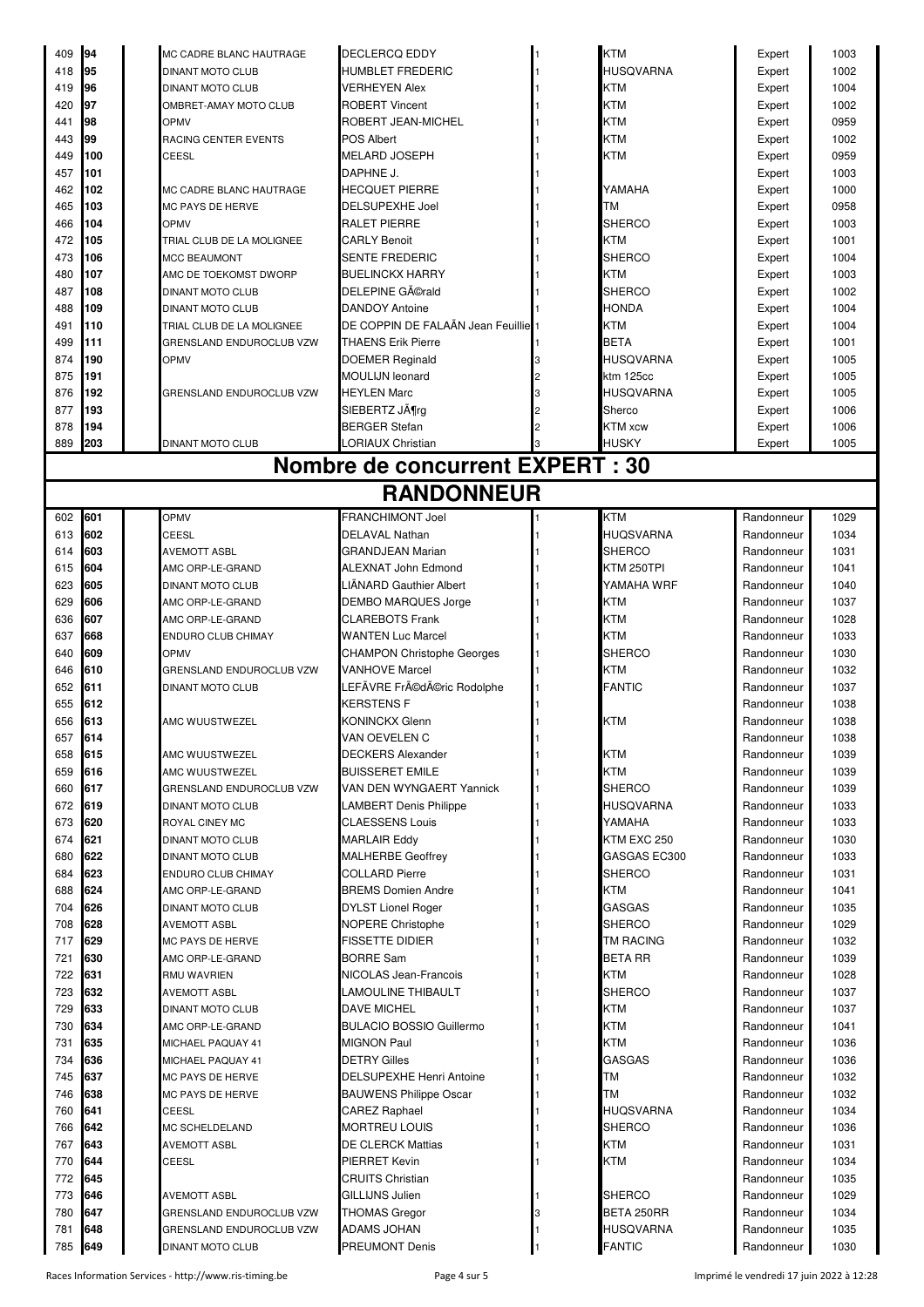| | | | | | | | | |
|---|---|---|---|---|---|---|---|---|
| 409 | 94 | | MC CADRE BLANC HAUTRAGE | DECLERCQ EDDY | 1 | KTM | Expert | 1003 |
| 418 | 95 | | DINANT MOTO CLUB | HUMBLET FREDERIC | 1 | HUSQVARNA | Expert | 1002 |
| 419 | 96 | | DINANT MOTO CLUB | VERHEYEN Alex | 1 | KTM | Expert | 1004 |
| 420 | 97 | | OMBRET-AMAY MOTO CLUB | ROBERT Vincent | 1 | KTM | Expert | 1002 |
| 441 | 98 | | OPMV | ROBERT JEAN-MICHEL | 1 | KTM | Expert | 0959 |
| 443 | 99 | | RACING CENTER EVENTS | POS Albert | 1 | KTM | Expert | 1002 |
| 449 | 100 | | CEESL | MELARD JOSEPH | 1 | KTM | Expert | 0959 |
| 457 | 101 | | | DAPHNE J. | 1 | | Expert | 1003 |
| 462 | 102 | | MC CADRE BLANC HAUTRAGE | HECQUET PIERRE | 1 | YAMAHA | Expert | 1000 |
| 465 | 103 | | MC PAYS DE HERVE | DELSUPEXHE Joel | 1 | TM | Expert | 0958 |
| 466 | 104 | | OPMV | RALET PIERRE | 1 | SHERCO | Expert | 1003 |
| 472 | 105 | | TRIAL CLUB DE LA MOLIGNEE | CARLY Benoit | 1 | KTM | Expert | 1001 |
| 473 | 106 | | MCC BEAUMONT | SENTE FREDERIC | 1 | SHERCO | Expert | 1004 |
| 480 | 107 | | AMC DE TOEKOMST DWORP | BUELINCKX HARRY | 1 | KTM | Expert | 1003 |
| 487 | 108 | | DINANT MOTO CLUB | DELEPINE GÃ©rald | 1 | SHERCO | Expert | 1002 |
| 488 | 109 | | DINANT MOTO CLUB | DANDOY Antoine | 1 | HONDA | Expert | 1004 |
| 491 | 110 | | TRIAL CLUB DE LA MOLIGNEE | DE COPPIN DE FALAÃN Jean Feuillie | 1 | KTM | Expert | 1004 |
| 499 | 111 | | GRENSLAND ENDUROCLUB VZW | THAENS Erik Pierre | 1 | BETA | Expert | 1001 |
| 874 | 190 | | OPMV | DOEMER Reginald | 3 | HUSQVARNA | Expert | 1005 |
| 875 | 191 | | | MOULIJN leonard | 2 | ktm 125cc | Expert | 1005 |
| 876 | 192 | | GRENSLAND ENDUROCLUB VZW | HEYLEN Marc | 3 | HUSQVARNA | Expert | 1005 |
| 877 | 193 | | | SIEBERTZ JÃ¶rg | 2 | Sherco | Expert | 1006 |
| 878 | 194 | | | BERGER Stefan | 2 | KTM xcw | Expert | 1006 |
| 889 | 203 | | DINANT MOTO CLUB | LORIAUX Christian | 3 | HUSKY | Expert | 1005 |

# Nombre de concurrent EXPERT : 30

# RANDONNEUR

| | | | | | | | | |
|---|---|---|---|---|---|---|---|---|
| 602 | 601 | | OPMV | FRANCHIMONT Joel | 1 | KTM | Randonneur | 1029 |
| 613 | 602 | | CEESL | DELAVAL Nathan | 1 | HUQSVARNA | Randonneur | 1034 |
| 614 | 603 | | AVEMOTT ASBL | GRANDJEAN Marian | 1 | SHERCO | Randonneur | 1031 |
| 615 | 604 | | AMC ORP-LE-GRAND | ALEXNAT John Edmond | 1 | KTM 250TPI | Randonneur | 1041 |
| 623 | 605 | | DINANT MOTO CLUB | LIÃNARD Gauthier Albert | 1 | YAMAHA WRF | Randonneur | 1040 |
| 629 | 606 | | AMC ORP-LE-GRAND | DEMBO MARQUES Jorge | 1 | KTM | Randonneur | 1037 |
| 636 | 607 | | AMC ORP-LE-GRAND | CLAREBOTS Frank | 1 | KTM | Randonneur | 1028 |
| 637 | 668 | | ENDURO CLUB CHIMAY | WANTEN Luc Marcel | 1 | KTM | Randonneur | 1033 |
| 640 | 609 | | OPMV | CHAMPON Christophe Georges | 1 | SHERCO | Randonneur | 1030 |
| 646 | 610 | | GRENSLAND ENDUROCLUB VZW | VANHOVE Marcel | 1 | KTM | Randonneur | 1032 |
| 652 | 611 | | DINANT MOTO CLUB | LEFÃVRE FrÃ©dÃ©ric Rodolphe | 1 | FANTIC | Randonneur | 1037 |
| 655 | 612 | | | KERSTENS F | 1 | | Randonneur | 1038 |
| 656 | 613 | | AMC WUUSTWEZEL | KONINCKX Glenn | 1 | KTM | Randonneur | 1038 |
| 657 | 614 | | | VAN OEVELEN C | 1 | | Randonneur | 1038 |
| 658 | 615 | | AMC WUUSTWEZEL | DECKERS Alexander | 1 | KTM | Randonneur | 1039 |
| 659 | 616 | | AMC WUUSTWEZEL | BUISSERET EMILE | 1 | KTM | Randonneur | 1039 |
| 660 | 617 | | GRENSLAND ENDUROCLUB VZW | VAN DEN WYNGAERT Yannick | 1 | SHERCO | Randonneur | 1039 |
| 672 | 619 | | DINANT MOTO CLUB | LAMBERT Denis Philippe | 1 | HUSQVARNA | Randonneur | 1033 |
| 673 | 620 | | ROYAL CINEY MC | CLAESSENS Louis | 1 | YAMAHA | Randonneur | 1033 |
| 674 | 621 | | DINANT MOTO CLUB | MARLAIR Eddy | 1 | KTM EXC 250 | Randonneur | 1030 |
| 680 | 622 | | DINANT MOTO CLUB | MALHERBE Geoffrey | 1 | GASGAS EC300 | Randonneur | 1033 |
| 684 | 623 | | ENDURO CLUB CHIMAY | COLLARD Pierre | 1 | SHERCO | Randonneur | 1031 |
| 688 | 624 | | AMC ORP-LE-GRAND | BREMS Domien Andre | 1 | KTM | Randonneur | 1041 |
| 704 | 626 | | DINANT MOTO CLUB | DYLST Lionel Roger | 1 | GASGAS | Randonneur | 1035 |
| 708 | 628 | | AVEMOTT ASBL | NOPERE Christophe | 1 | SHERCO | Randonneur | 1029 |
| 717 | 629 | | MC PAYS DE HERVE | FISSETTE DIDIER | 1 | TM RACING | Randonneur | 1032 |
| 721 | 630 | | AMC ORP-LE-GRAND | BORRE Sam | 1 | BETA RR | Randonneur | 1039 |
| 722 | 631 | | RMU WAVRIEN | NICOLAS Jean-Francois | 1 | KTM | Randonneur | 1028 |
| 723 | 632 | | AVEMOTT ASBL | LAMOULINE THIBAULT | 1 | SHERCO | Randonneur | 1037 |
| 729 | 633 | | DINANT MOTO CLUB | DAVE MICHEL | 1 | KTM | Randonneur | 1037 |
| 730 | 634 | | AMC ORP-LE-GRAND | BULACIO BOSSIO Guillermo | 1 | KTM | Randonneur | 1041 |
| 731 | 635 | | MICHAEL PAQUAY 41 | MIGNON Paul | 1 | KTM | Randonneur | 1036 |
| 734 | 636 | | MICHAEL PAQUAY 41 | DETRY Gilles | 1 | GASGAS | Randonneur | 1036 |
| 745 | 637 | | MC PAYS DE HERVE | DELSUPEXHE Henri Antoine | 1 | TM | Randonneur | 1032 |
| 746 | 638 | | MC PAYS DE HERVE | BAUWENS Philippe Oscar | 1 | TM | Randonneur | 1032 |
| 760 | 641 | | CEESL | CAREZ Raphael | 1 | HUQSVARNA | Randonneur | 1034 |
| 766 | 642 | | MC SCHELDELAND | MORTREU LOUIS | 1 | SHERCO | Randonneur | 1036 |
| 767 | 643 | | AVEMOTT ASBL | DE CLERCK Mattias | 1 | KTM | Randonneur | 1031 |
| 770 | 644 | | CEESL | PIERRET Kevin | 1 | KTM | Randonneur | 1034 |
| 772 | 645 | | | CRUITS Christian | | | Randonneur | 1035 |
| 773 | 646 | | AVEMOTT ASBL | GILLIJNS Julien | 1 | SHERCO | Randonneur | 1029 |
| 780 | 647 | | GRENSLAND ENDUROCLUB VZW | THOMAS Gregor | 3 | BETA 250RR | Randonneur | 1034 |
| 781 | 648 | | GRENSLAND ENDUROCLUB VZW | ADAMS JOHAN | 1 | HUSQVARNA | Randonneur | 1035 |
| 785 | 649 | | DINANT MOTO CLUB | PREUMONT Denis | 1 | FANTIC | Randonneur | 1030 |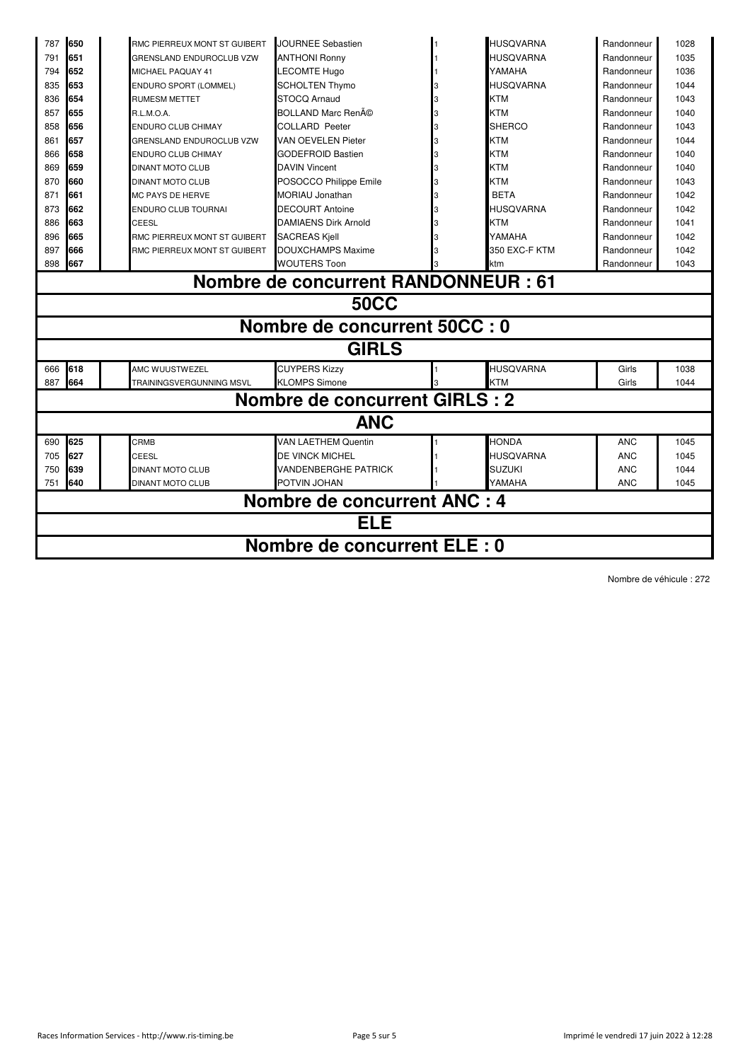| | | | | | | | | |
|---|---|---|---|---|---|---|---|---|
| 787 | 650 | | RMC PIERREUX MONT ST GUIBERT | JOURNEE Sebastien | 1 | HUSQVARNA | Randonneur | 1028 |
| 791 | 651 | | GRENSLAND ENDUROCLUB VZW | ANTHONI Ronny | 1 | HUSQVARNA | Randonneur | 1035 |
| 794 | 652 | | MICHAEL PAQUAY 41 | LECOMTE Hugo | 1 | YAMAHA | Randonneur | 1036 |
| 835 | 653 | | ENDURO SPORT (LOMMEL) | SCHOLTEN Thymo | 3 | HUSQVARNA | Randonneur | 1044 |
| 836 | 654 | | RUMESM METTET | STOCQ Arnaud | 3 | KTM | Randonneur | 1043 |
| 857 | 655 | | R.L.M.O.A. | BOLLAND Marc RenÃ© | 3 | KTM | Randonneur | 1040 |
| 858 | 656 | | ENDURO CLUB CHIMAY | COLLARD Peeter | 3 | SHERCO | Randonneur | 1043 |
| 861 | 657 | | GRENSLAND ENDUROCLUB VZW | VAN OEVELEN Pieter | 3 | KTM | Randonneur | 1044 |
| 866 | 658 | | ENDURO CLUB CHIMAY | GODEFROID Bastien | 3 | KTM | Randonneur | 1040 |
| 869 | 659 | | DINANT MOTO CLUB | DAVIN Vincent | 3 | KTM | Randonneur | 1040 |
| 870 | 660 | | DINANT MOTO CLUB | POSOCCO Philippe Emile | 3 | KTM | Randonneur | 1043 |
| 871 | 661 | | MC PAYS DE HERVE | MORIAU Jonathan | 3 | BETA | Randonneur | 1042 |
| 873 | 662 | | ENDURO CLUB TOURNAI | DECOURT Antoine | 3 | HUSQVARNA | Randonneur | 1042 |
| 886 | 663 | | CEESL | DAMIAENS Dirk Arnold | 3 | KTM | Randonneur | 1041 |
| 896 | 665 | | RMC PIERREUX MONT ST GUIBERT | SACREAS Kjell | 3 | YAMAHA | Randonneur | 1042 |
| 897 | 666 | | RMC PIERREUX MONT ST GUIBERT | DOUXCHAMPS Maxime | 3 | 350 EXC-F KTM | Randonneur | 1042 |
| 898 | 667 | | | WOUTERS Toon | 3 | ktm | Randonneur | 1043 |

**Nombre de concurrent RANDONNEUR : 61**

**50CC**

**Nombre de concurrent 50CC : 0**

**GIRLS**

| | | | | | | | | |
|---|---|---|---|---|---|---|---|---|
| 666 | 618 | | AMC WUUSTWEZEL | CUYPERS Kizzy | 1 | HUSQVARNA | Girls | 1038 |
| 887 | 664 | | TRAININGSVERGUNNING MSVL | KLOMPS Simone | 3 | KTM | Girls | 1044 |

**Nombre de concurrent GIRLS : 2**

**ANC**

| | | | | | | | | |
|---|---|---|---|---|---|---|---|---|
| 690 | 625 | | CRMB | VAN LAETHEM Quentin | 1 | HONDA | ANC | 1045 |
| 705 | 627 | | CEESL | DE VINCK MICHEL | 1 | HUSQVARNA | ANC | 1045 |
| 750 | 639 | | DINANT MOTO CLUB | VANDENBERGHE PATRICK | 1 | SUZUKI | ANC | 1044 |
| 751 | 640 | | DINANT MOTO CLUB | POTVIN JOHAN | 1 | YAMAHA | ANC | 1045 |

**Nombre de concurrent ANC : 4**

**ELE**

**Nombre de concurrent ELE : 0**

Nombre de véhicule : 272